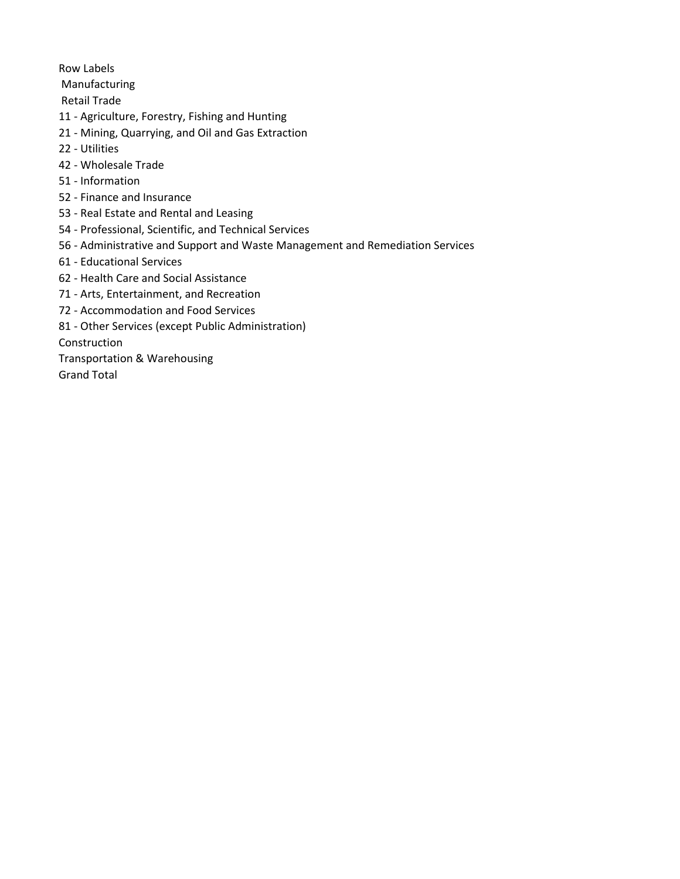Row Labels

Manufacturing

Retail Trade

11 - Agriculture, Forestry, Fishing and Hunting

21 - Mining, Quarrying, and Oil and Gas Extraction

22 - Utilities

42 - Wholesale Trade

51 - Information

52 - Finance and Insurance

53 - Real Estate and Rental and Leasing

54 - Professional, Scientific, and Technical Services

56 - Administrative and Support and Waste Management and Remediation Services

61 - Educational Services

62 - Health Care and Social Assistance

71 - Arts, Entertainment, and Recreation

72 - Accommodation and Food Services

81 - Other Services (except Public Administration)

Construction

Transportation & Warehousing

Grand Total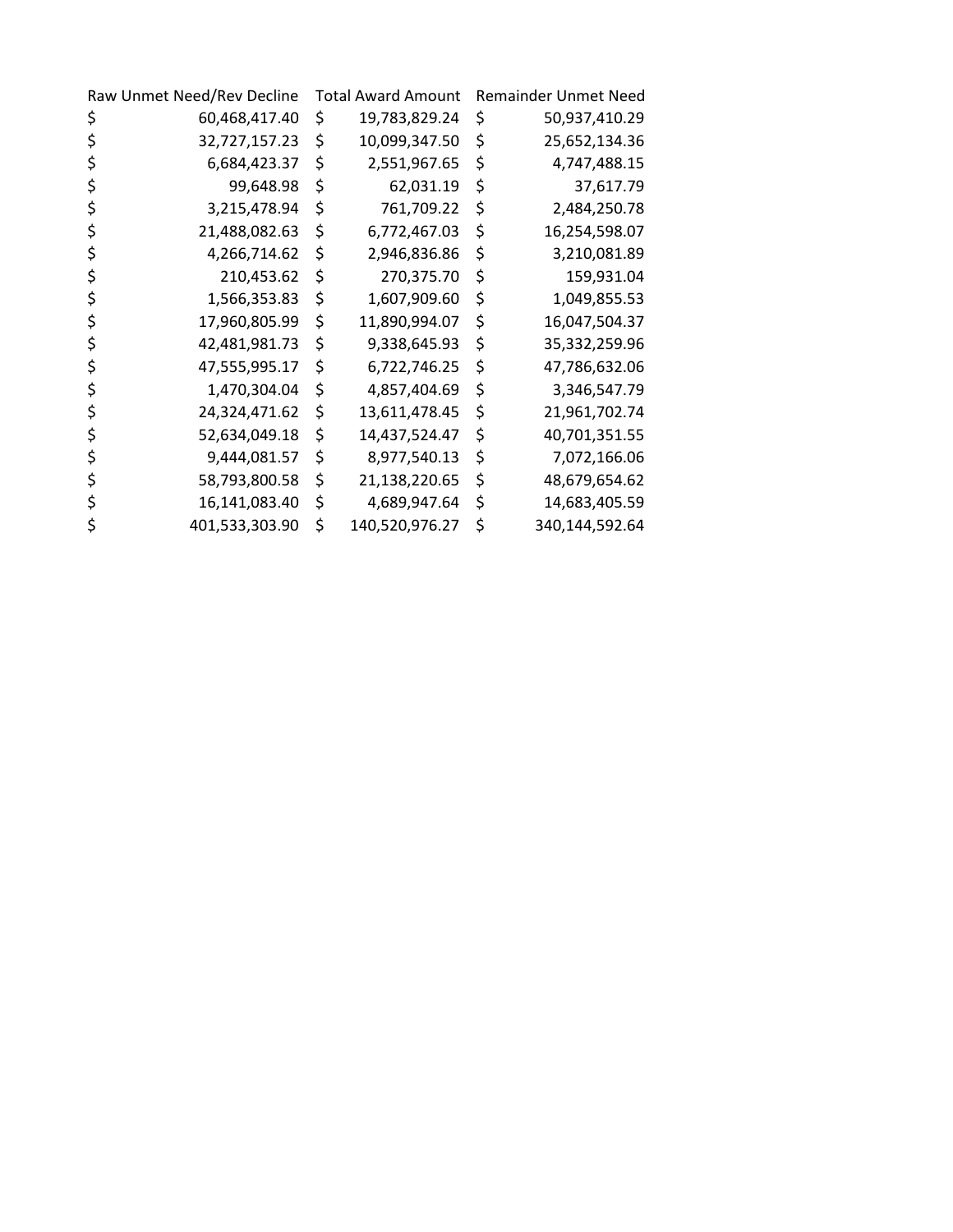| Raw Unmet Need/Rev Decline | Total Award Amount | Remainder Unmet Need |
|---|---|---|
| $ 60,468,417.40 | $ 19,783,829.24 | $ 50,937,410.29 |
| $ 32,727,157.23 | $ 10,099,347.50 | $ 25,652,134.36 |
| $ 6,684,423.37 | $ 2,551,967.65 | $ 4,747,488.15 |
| $ 99,648.98 | $ 62,031.19 | $ 37,617.79 |
| $ 3,215,478.94 | $ 761,709.22 | $ 2,484,250.78 |
| $ 21,488,082.63 | $ 6,772,467.03 | $ 16,254,598.07 |
| $ 4,266,714.62 | $ 2,946,836.86 | $ 3,210,081.89 |
| $ 210,453.62 | $ 270,375.70 | $ 159,931.04 |
| $ 1,566,353.83 | $ 1,607,909.60 | $ 1,049,855.53 |
| $ 17,960,805.99 | $ 11,890,994.07 | $ 16,047,504.37 |
| $ 42,481,981.73 | $ 9,338,645.93 | $ 35,332,259.96 |
| $ 47,555,995.17 | $ 6,722,746.25 | $ 47,786,632.06 |
| $ 1,470,304.04 | $ 4,857,404.69 | $ 3,346,547.79 |
| $ 24,324,471.62 | $ 13,611,478.45 | $ 21,961,702.74 |
| $ 52,634,049.18 | $ 14,437,524.47 | $ 40,701,351.55 |
| $ 9,444,081.57 | $ 8,977,540.13 | $ 7,072,166.06 |
| $ 58,793,800.58 | $ 21,138,220.65 | $ 48,679,654.62 |
| $ 16,141,083.40 | $ 4,689,947.64 | $ 14,683,405.59 |
| $ 401,533,303.90 | $ 140,520,976.27 | $ 340,144,592.64 |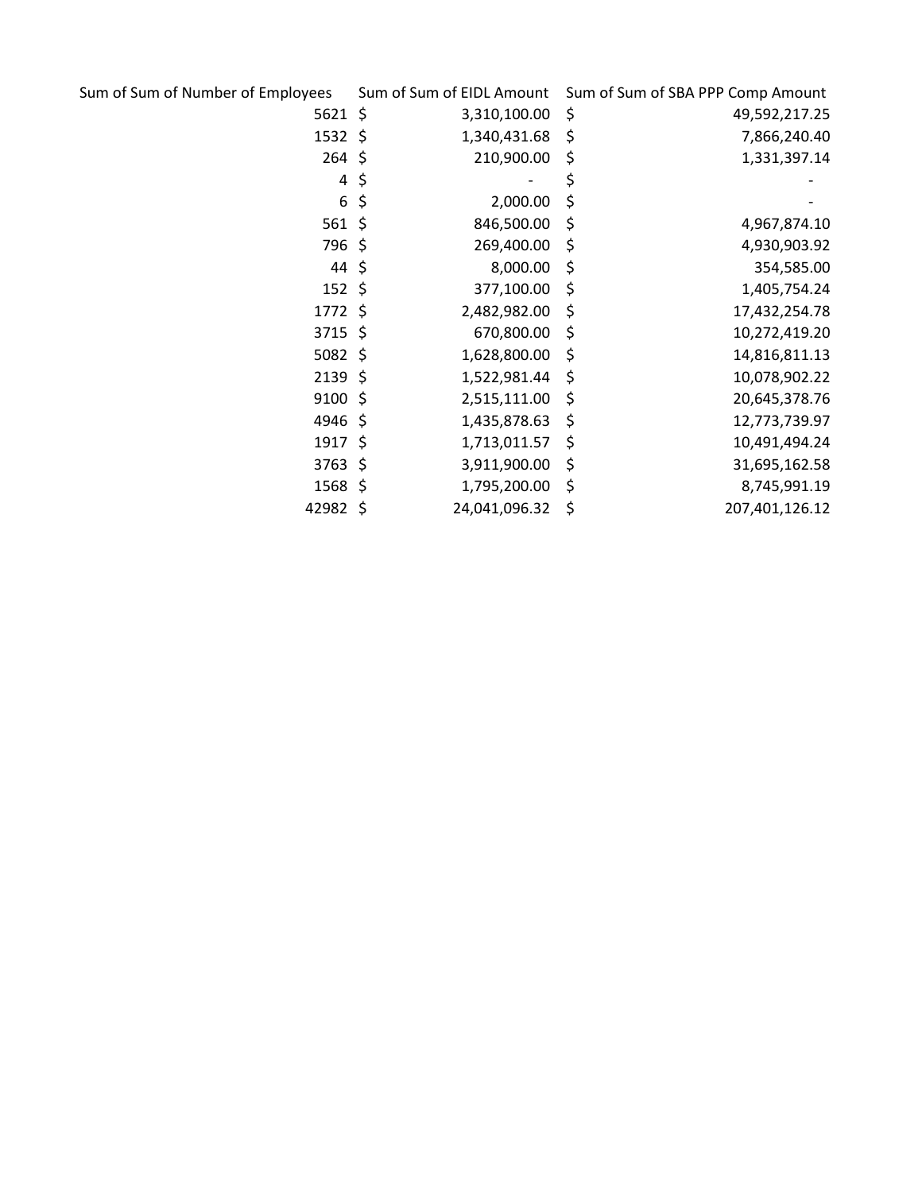| Sum of Sum of Number of Employees | Sum of Sum of EIDL Amount | Sum of Sum of SBA PPP Comp Amount |
|---|---|---|
| 5621 | $ 3,310,100.00 | $ 49,592,217.25 |
| 1532 | $ 1,340,431.68 | $ 7,866,240.40 |
| 264 | $ 210,900.00 | $ 1,331,397.14 |
| 4 | $ - | $ - |
| 6 | $ 2,000.00 | $ - |
| 561 | $ 846,500.00 | $ 4,967,874.10 |
| 796 | $ 269,400.00 | $ 4,930,903.92 |
| 44 | $ 8,000.00 | $ 354,585.00 |
| 152 | $ 377,100.00 | $ 1,405,754.24 |
| 1772 | $ 2,482,982.00 | $ 17,432,254.78 |
| 3715 | $ 670,800.00 | $ 10,272,419.20 |
| 5082 | $ 1,628,800.00 | $ 14,816,811.13 |
| 2139 | $ 1,522,981.44 | $ 10,078,902.22 |
| 9100 | $ 2,515,111.00 | $ 20,645,378.76 |
| 4946 | $ 1,435,878.63 | $ 12,773,739.97 |
| 1917 | $ 1,713,011.57 | $ 10,491,494.24 |
| 3763 | $ 3,911,900.00 | $ 31,695,162.58 |
| 1568 | $ 1,795,200.00 | $ 8,745,991.19 |
| 42982 | $ 24,041,096.32 | $ 207,401,126.12 |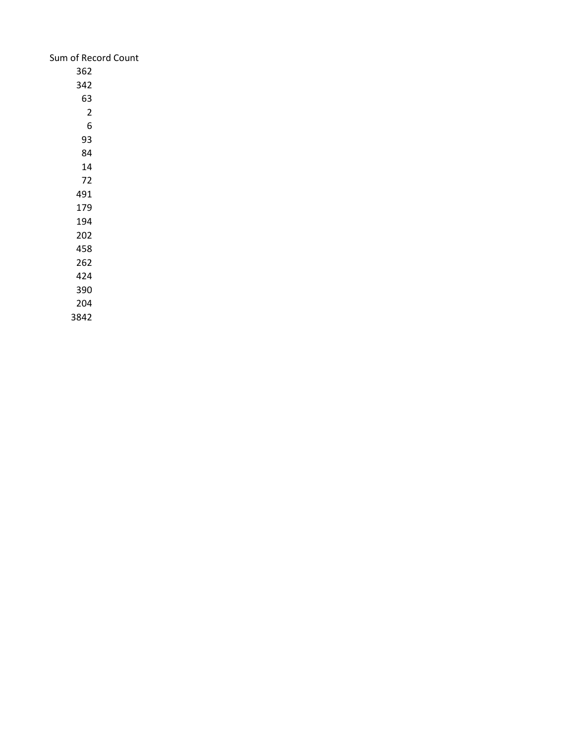| Sum of Record Count |
| --- |
| 362 |
| 342 |
| 63 |
| 2 |
| 6 |
| 93 |
| 84 |
| 14 |
| 72 |
| 491 |
| 179 |
| 194 |
| 202 |
| 458 |
| 262 |
| 424 |
| 390 |
| 204 |
| 3842 |